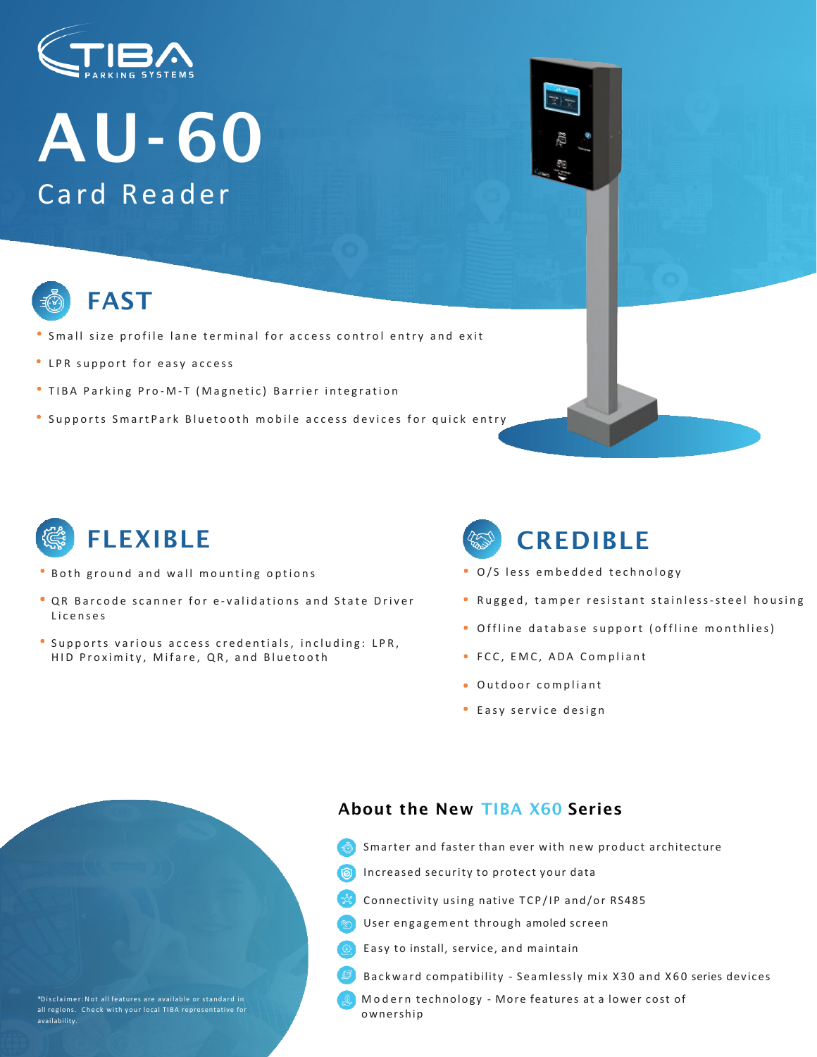TIBA PARKING SYSTEMS

# AU-60

## Card Reader

## FAST

- Small size profile lane terminal for access control entry and exit
- LPR support for easy access
- TIBA Parking Pro-M-T (Magnetic) Barrier integration
- Supports SmartPark Bluetooth mobile access devices for quick entry

## FLEXIBLE

- Both ground and wall mounting options
- QR Barcode scanner for e-validations and State Driver Licenses
- Supports various access credentials, including: LPR, HID Proximity, Mifare, QR, and Bluetooth

## CREDIBLE

- O/S less embedded technology
- Rugged, tamper resistant stainless-steel housing
- Offline database support (offline monthlies)
- FCC, EMC, ADA Compliant
- Outdoor compliant
- Easy service design

### About the New TIBA X60 Series

- Smarter and faster than ever with new product architecture
- Increased security to protect your data
- Connectivity using native TCP/IP and/or RS485
- User engagement through amoled screen
- Easy to install, service, and maintain
- Backward compatibility - Seamlessly mix X30 and X60 series devices
- Modern technology - More features at a lower cost of ownership

*Disclaimer: Not all features are available or standard in all regions. Check with your local TIBA representative for availability.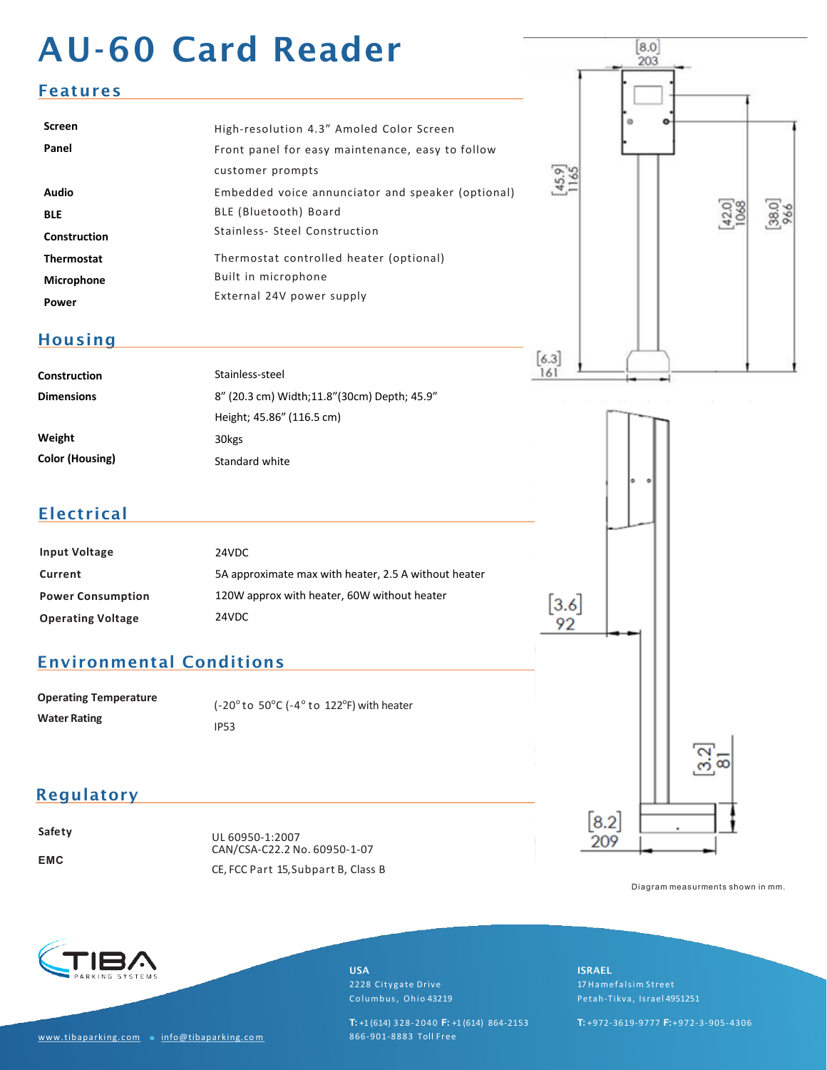# AU-60 Card Reader

## Features

| | |
|---|---|
| **Screen** | High-resolution 4.3" Amoled Color Screen |
| **Panel** | Front panel for easy maintenance, easy to follow customer prompts |
| **Audio** | Embedded voice annunciator and speaker (optional) |
| **BLE** | BLE (Bluetooth) Board |
| **Construction** | Stainless- Steel Construction |
| **Thermostat** | Thermostat controlled heater (optional) |
| **Microphone** | Built in microphone |
| **Power** | External 24V power supply |

## Housing

| | |
|---|---|
| **Construction** | Stainless-steel |
| **Dimensions** | 8" (20.3 cm) Width;11.8"(30cm) Depth; 45.9" Height; 45.86" (116.5 cm) |
| **Weight** | 30kgs |
| **Color (Housing)** | Standard white |

## Electrical

| | |
|---|---|
| **Input Voltage** | 24VDC |
| **Current** | 5A approximate max with heater, 2.5 A without heater |
| **Power Consumption** | 120W approx with heater, 60W without heater |
| **Operating Voltage** | 24VDC |

## Environmental Conditions

| | |
|---|---|
| **Operating Temperature** | (-20° to 50°C (-4° to 122°F) with heater |
| **Water Rating** | IP53 |

## Regulatory

| | |
|---|---|
| **Safety** | UL 60950-1:2007<br>CAN/CSA-C22.2 No. 60950-1-07 |
| **EMC** | CE, FCC Part 15,Subpart B, Class B |

[8.0]
203
[45.9]
1165
[42.0]
1068
[38.0]
966
[6.3]
161
[3.6]
92
[3.2]
81
[8.2]
209

Diagram measurments shown in mm.

TIBA PARKING SYSTEMS

**USA**
2228 Citygate Drive
Columbus, Ohio 43219

**T:** +1 (614) 328-2040 **F:** +1 (614) 864-2153
866-901-8883 Toll Free

**ISRAEL**
17 Hamefalsim Street
Petah-Tikva, Israel 4951251

**T:** +972-3619-9777 **F:**+972-3-905-4306

www.tibaparking.com ■ info@tibaparking.com